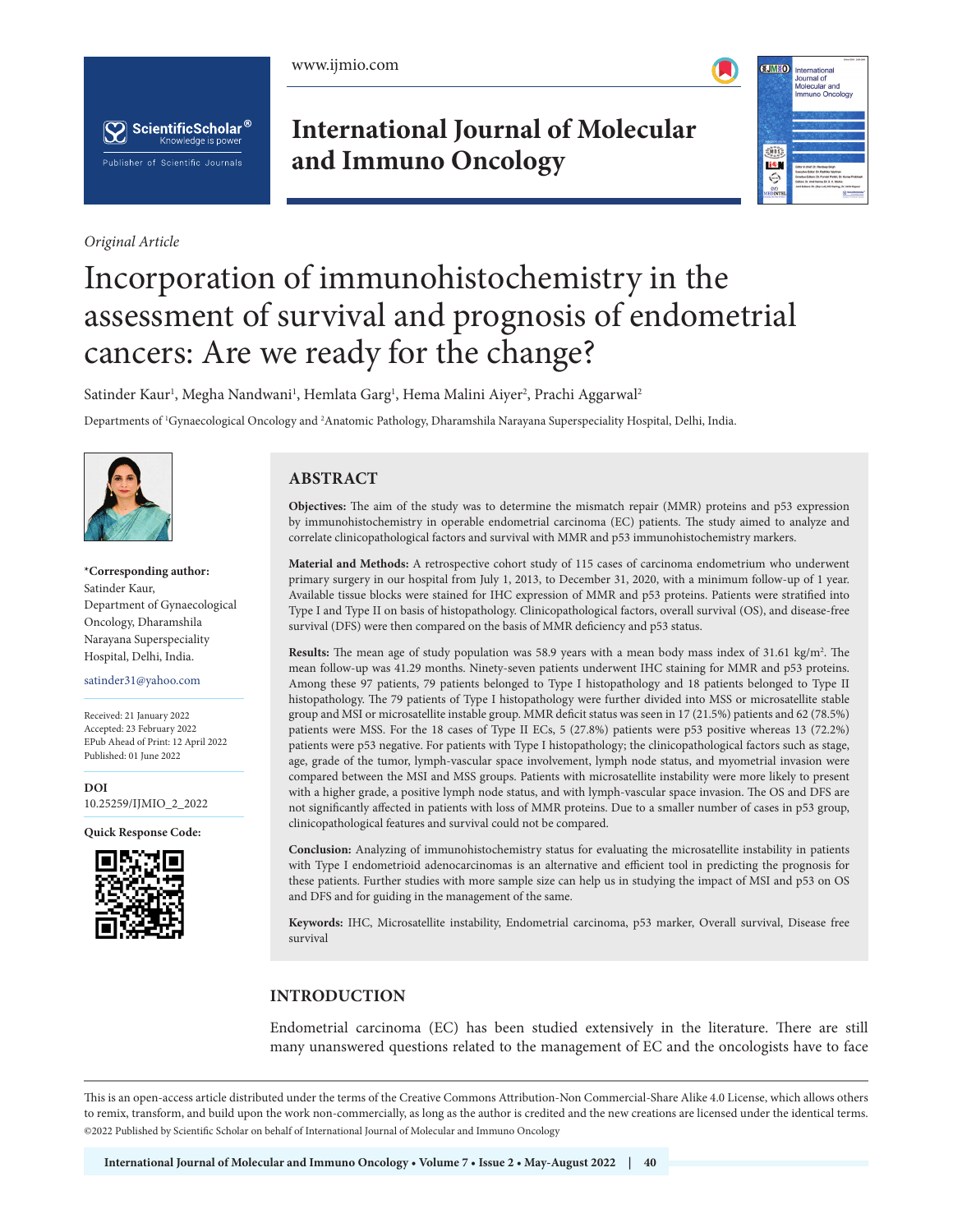*Original Article*

# Incorporation of immunohistochemistry in the assessment of survival and prognosis of endometrial cancers: Are we ready for the change?

Satinder Kaur[1], Megha Nandwani[1], Hemlata Garg[1], Hema Malini Aiyer[2], Prachi Aggarwal[2]

Departments of [1]Gynaecological Oncology and [2]Anatomic Pathology, Dharamshila Narayana Superspeciality Hospital, Delhi, India.

**\*Corresponding author:**
Satinder Kaur,
Department of Gynaecological Oncology, Dharamshila Narayana Superspeciality Hospital, Delhi, India.

satinder31@yahoo.com

Received: 21 January 2022
Accepted: 23 February 2022
EPub Ahead of Print: 12 April 2022
Published: 01 June 2022

**DOI**
10.25259/IJMIO_2_2022

**Quick Response Code:**

## ABSTRACT

**Objectives:** The aim of the study was to determine the mismatch repair (MMR) proteins and p53 expression by immunohistochemistry in operable endometrial carcinoma (EC) patients. The study aimed to analyze and correlate clinicopathological factors and survival with MMR and p53 immunohistochemistry markers.

**Material and Methods:** A retrospective cohort study of 115 cases of carcinoma endometrium who underwent primary surgery in our hospital from July 1, 2013, to December 31, 2020, with a minimum follow-up of 1 year. Available tissue blocks were stained for IHC expression of MMR and p53 proteins. Patients were stratified into Type I and Type II on basis of histopathology. Clinicopathological factors, overall survival (OS), and disease-free survival (DFS) were then compared on the basis of MMR deficiency and p53 status.

**Results:** The mean age of study population was 58.9 years with a mean body mass index of 31.61 kg/m$^2$. The mean follow-up was 41.29 months. Ninety-seven patients underwent IHC staining for MMR and p53 proteins. Among these 97 patients, 79 patients belonged to Type I histopathology and 18 patients belonged to Type II histopathology. The 79 patients of Type I histopathology were further divided into MSS or microsatellite stable group and MSI or microsatellite instable group. MMR deficit status was seen in 17 (21.5%) patients and 62 (78.5%) patients were MSS. For the 18 cases of Type II ECs, 5 (27.8%) patients were p53 positive whereas 13 (72.2%) patients were p53 negative. For patients with Type I histopathology; the clinicopathological factors such as stage, age, grade of the tumor, lymph-vascular space involvement, lymph node status, and myometrial invasion were compared between the MSI and MSS groups. Patients with microsatellite instability were more likely to present with a higher grade, a positive lymph node status, and with lymph-vascular space invasion. The OS and DFS are not significantly affected in patients with loss of MMR proteins. Due to a smaller number of cases in p53 group, clinicopathological features and survival could not be compared.

**Conclusion:** Analyzing of immunohistochemistry status for evaluating the microsatellite instability in patients with Type I endometrioid adenocarcinomas is an alternative and efficient tool in predicting the prognosis for these patients. Further studies with more sample size can help us in studying the impact of MSI and p53 on OS and DFS and for guiding in the management of the same.

**Keywords:** IHC, Microsatellite instability, Endometrial carcinoma, p53 marker, Overall survival, Disease free survival

## INTRODUCTION

Endometrial carcinoma (EC) has been studied extensively in the literature. There are still many unanswered questions related to the management of EC and the oncologists have to face

This is an open-access article distributed under the terms of the Creative Commons Attribution-Non Commercial-Share Alike 4.0 License, which allows others to remix, transform, and build upon the work non-commercially, as long as the author is credited and the new creations are licensed under the identical terms.
©2022 Published by Scientific Scholar on behalf of International Journal of Molecular and Immuno Oncology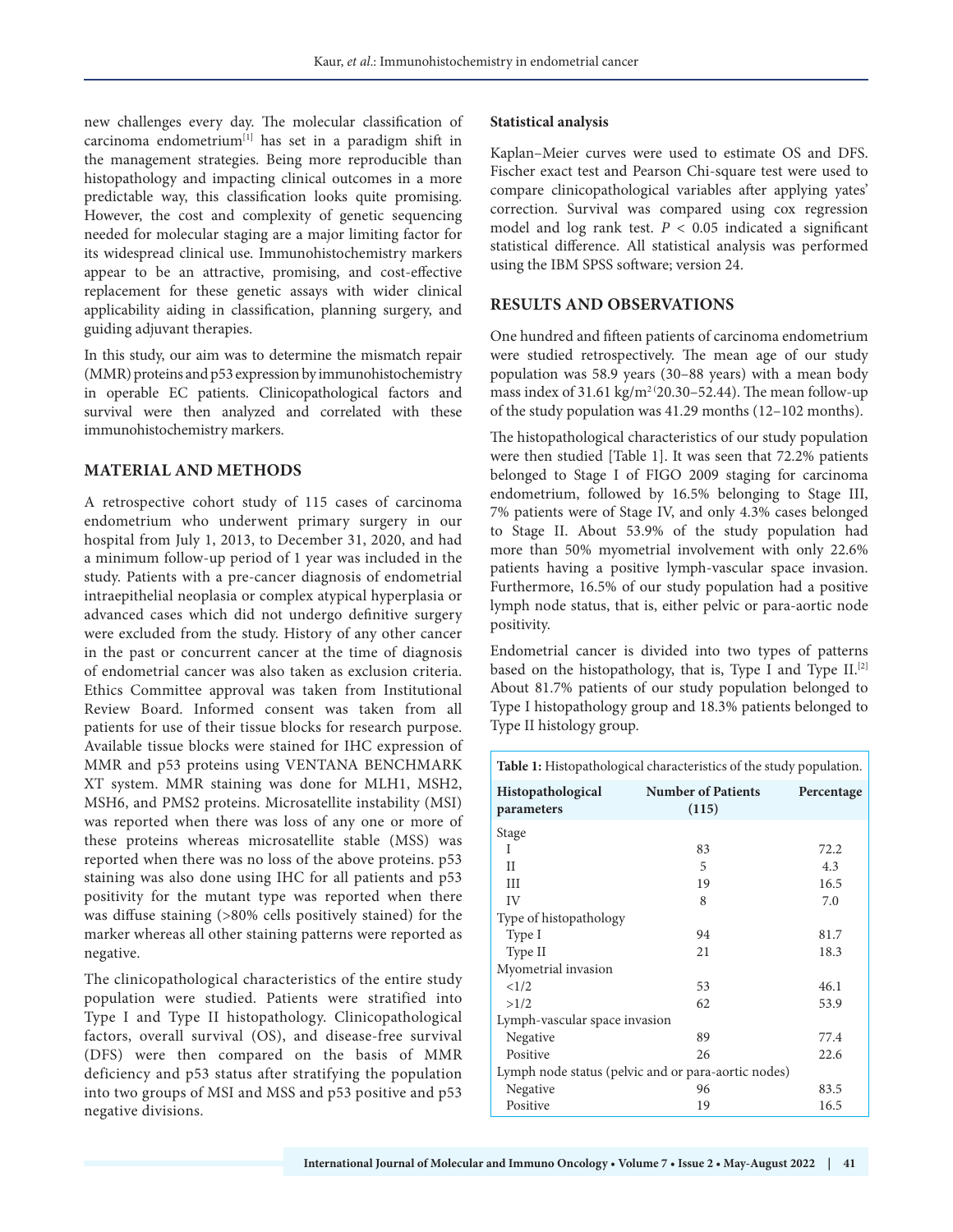new challenges every day. The molecular classification of carcinoma endometrium[1] has set in a paradigm shift in the management strategies. Being more reproducible than histopathology and impacting clinical outcomes in a more predictable way, this classification looks quite promising. However, the cost and complexity of genetic sequencing needed for molecular staging are a major limiting factor for its widespread clinical use. Immunohistochemistry markers appear to be an attractive, promising, and cost-effective replacement for these genetic assays with wider clinical applicability aiding in classification, planning surgery, and guiding adjuvant therapies.

In this study, our aim was to determine the mismatch repair (MMR) proteins and p53 expression by immunohistochemistry in operable EC patients. Clinicopathological factors and survival were then analyzed and correlated with these immunohistochemistry markers.

## MATERIAL AND METHODS

A retrospective cohort study of 115 cases of carcinoma endometrium who underwent primary surgery in our hospital from July 1, 2013, to December 31, 2020, and had a minimum follow-up period of 1 year was included in the study. Patients with a pre-cancer diagnosis of endometrial intraepithelial neoplasia or complex atypical hyperplasia or advanced cases which did not undergo definitive surgery were excluded from the study. History of any other cancer in the past or concurrent cancer at the time of diagnosis of endometrial cancer was also taken as exclusion criteria. Ethics Committee approval was taken from Institutional Review Board. Informed consent was taken from all patients for use of their tissue blocks for research purpose. Available tissue blocks were stained for IHC expression of MMR and p53 proteins using VENTANA BENCHMARK XT system. MMR staining was done for MLH1, MSH2, MSH6, and PMS2 proteins. Microsatellite instability (MSI) was reported when there was loss of any one or more of these proteins whereas microsatellite stable (MSS) was reported when there was no loss of the above proteins. p53 staining was also done using IHC for all patients and p53 positivity for the mutant type was reported when there was diffuse staining (>80% cells positively stained) for the marker whereas all other staining patterns were reported as negative.

The clinicopathological characteristics of the entire study population were studied. Patients were stratified into Type I and Type II histopathology. Clinicopathological factors, overall survival (OS), and disease-free survival (DFS) were then compared on the basis of MMR deficiency and p53 status after stratifying the population into two groups of MSI and MSS and p53 positive and p53 negative divisions.

### Statistical analysis

Kaplan–Meier curves were used to estimate OS and DFS. Fischer exact test and Pearson Chi-square test were used to compare clinicopathological variables after applying yates' correction. Survival was compared using cox regression model and log rank test. $P < 0.05$ indicated a significant statistical difference. All statistical analysis was performed using the IBM SPSS software; version 24.

## RESULTS AND OBSERVATIONS

One hundred and fifteen patients of carcinoma endometrium were studied retrospectively. The mean age of our study population was 58.9 years (30–88 years) with a mean body mass index of 31.61 kg/m$^2$ (20.30–52.44). The mean follow-up of the study population was 41.29 months (12–102 months).

The histopathological characteristics of our study population were then studied [Table 1]. It was seen that 72.2% patients belonged to Stage I of FIGO 2009 staging for carcinoma endometrium, followed by 16.5% belonging to Stage III, 7% patients were of Stage IV, and only 4.3% cases belonged to Stage II. About 53.9% of the study population had more than 50% myometrial involvement with only 22.6% patients having a positive lymph-vascular space invasion. Furthermore, 16.5% of our study population had a positive lymph node status, that is, either pelvic or para-aortic node positivity.

Endometrial cancer is divided into two types of patterns based on the histopathology, that is, Type I and Type II.[2] About 81.7% patients of our study population belonged to Type I histopathology group and 18.3% patients belonged to Type II histology group.

**Table 1:** Histopathological characteristics of the study population.

| Histopathological parameters | Number of Patients (115) | Percentage |
|---|---|---|
| Stage | | |
| I | 83 | 72.2 |
| II | 5 | 4.3 |
| III | 19 | 16.5 |
| IV | 8 | 7.0 |
| Type of histopathology | | |
| Type I | 94 | 81.7 |
| Type II | 21 | 18.3 |
| Myometrial invasion | | |
| <1/2 | 53 | 46.1 |
| >1/2 | 62 | 53.9 |
| Lymph-vascular space invasion | | |
| Negative | 89 | 77.4 |
| Positive | 26 | 22.6 |
| Lymph node status (pelvic and or para-aortic nodes) | | |
| Negative | 96 | 83.5 |
| Positive | 19 | 16.5 |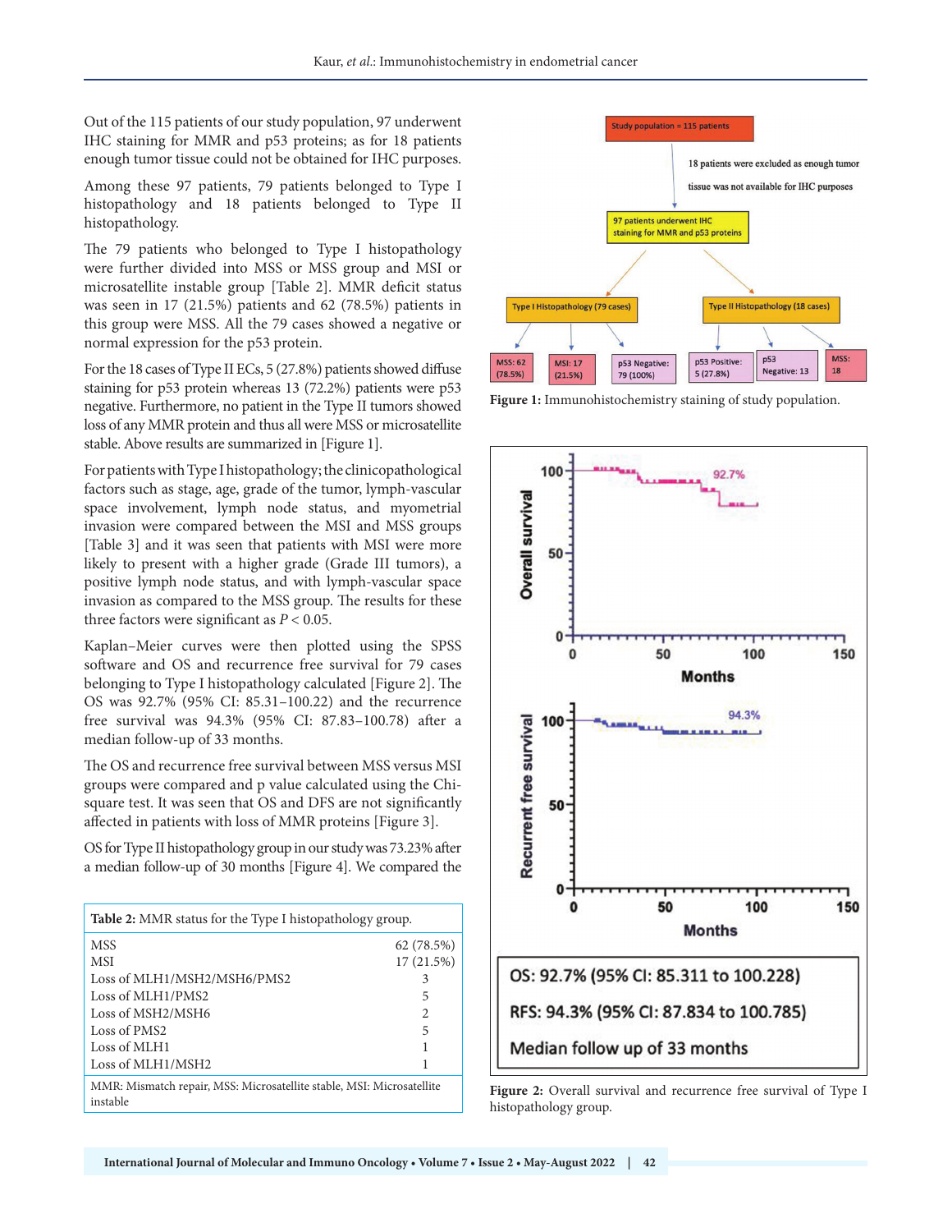Out of the 115 patients of our study population, 97 underwent IHC staining for MMR and p53 proteins; as for 18 patients enough tumor tissue could not be obtained for IHC purposes.

Among these 97 patients, 79 patients belonged to Type I histopathology and 18 patients belonged to Type II histopathology.

The 79 patients who belonged to Type I histopathology were further divided into MSS or MSS group and MSI or microsatellite instable group [Table 2]. MMR deficit status was seen in 17 (21.5%) patients and 62 (78.5%) patients in this group were MSS. All the 79 cases showed a negative or normal expression for the p53 protein.

For the 18 cases of Type II ECs, 5 (27.8%) patients showed diffuse staining for p53 protein whereas 13 (72.2%) patients were p53 negative. Furthermore, no patient in the Type II tumors showed loss of any MMR protein and thus all were MSS or microsatellite stable. Above results are summarized in [Figure 1].

For patients with Type I histopathology; the clinicopathological factors such as stage, age, grade of the tumor, lymph-vascular space involvement, lymph node status, and myometrial invasion were compared between the MSI and MSS groups [Table 3] and it was seen that patients with MSI were more likely to present with a higher grade (Grade III tumors), a positive lymph node status, and with lymph-vascular space invasion as compared to the MSS group. The results for these three factors were significant as $P < 0.05$.

Kaplan–Meier curves were then plotted using the SPSS software and OS and recurrence free survival for 79 cases belonging to Type I histopathology calculated [Figure 2]. The OS was 92.7% (95% CI: 85.31–100.22) and the recurrence free survival was 94.3% (95% CI: 87.83–100.78) after a median follow-up of 33 months.

The OS and recurrence free survival between MSS versus MSI groups were compared and p value calculated using the Chi-square test. It was seen that OS and DFS are not significantly affected in patients with loss of MMR proteins [Figure 3].

OS for Type II histopathology group in our study was 73.23% after a median follow-up of 30 months [Figure 4]. We compared the

**Table 2:** MMR status for the Type I histopathology group.

| | |
|---|---|
| MSS | 62 (78.5%) |
| MSI | 17 (21.5%) |
| Loss of MLH1/MSH2/MSH6/PMS2 | 3 |
| Loss of MLH1/PMS2 | 5 |
| Loss of MSH2/MSH6 | 2 |
| Loss of PMS2 | 5 |
| Loss of MLH1 | 1 |
| Loss of MLH1/MSH2 | 1 |

MMR: Mismatch repair, MSS: Microsatellite stable, MSI: Microsatellite instable

Study population = 115 patients → 18 patients were excluded as enough tumor tissue was not available for IHC purposes → 97 patients underwent IHC staining for MMR and p53 proteins → Type I Histopathology (79 cases): MSS: 62 (78.5%); MSI: 17 (21.5%); p53 Negative: 79 (100%) | Type II Histopathology (18 cases): p53 Positive: 5 (27.8%); p53 Negative: 13; MSS: 18

**Figure 1:** Immunohistochemistry staining of study population.

OS: 92.7% (95% CI: 85.311 to 100.228)

RFS: 94.3% (95% CI: 87.834 to 100.785)

Median follow up of 33 months

**Figure 2:** Overall survival and recurrence free survival of Type I histopathology group.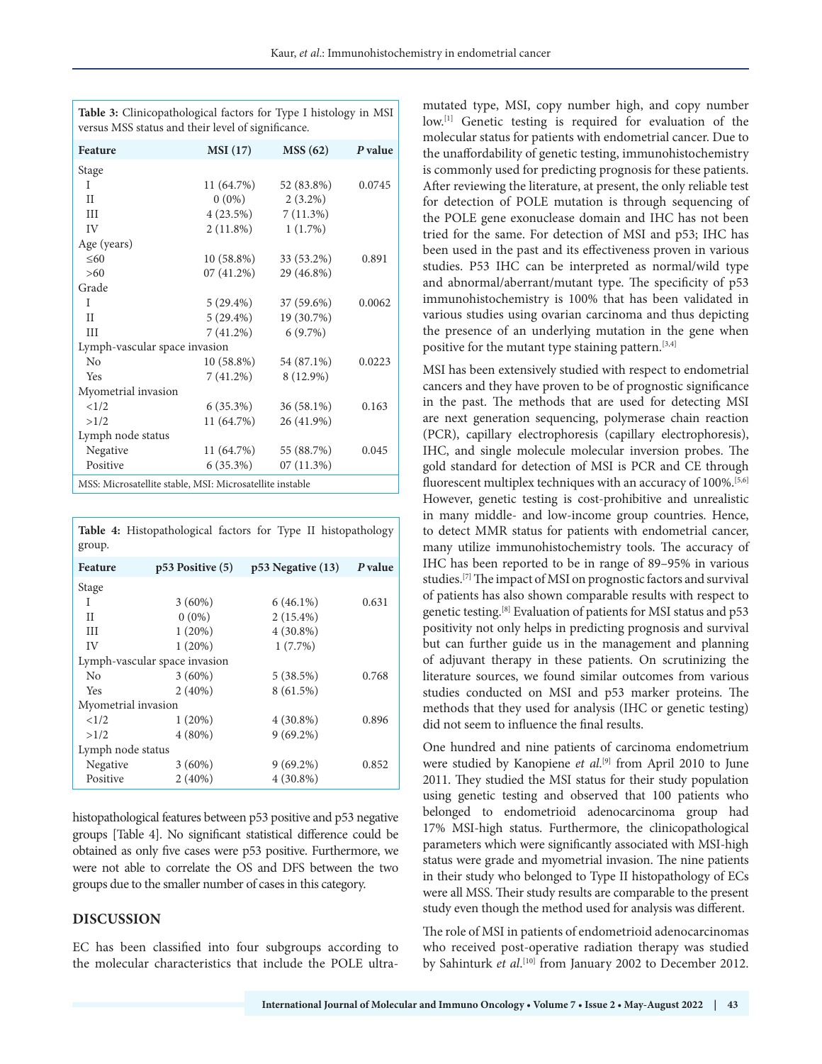**Table 3:** Clinicopathological factors for Type I histology in MSI versus MSS status and their level of significance.

| Feature | MSI (17) | MSS (62) | *P* value |
|---|---|---|---|
| Stage | | | |
| I | 11 (64.7%) | 52 (83.8%) | 0.0745 |
| II | 0 (0%) | 2 (3.2%) | |
| III | 4 (23.5%) | 7 (11.3%) | |
| IV | 2 (11.8%) | 1 (1.7%) | |
| Age (years) | | | |
| ≤60 | 10 (58.8%) | 33 (53.2%) | 0.891 |
| >60 | 07 (41.2%) | 29 (46.8%) | |
| Grade | | | |
| I | 5 (29.4%) | 37 (59.6%) | 0.0062 |
| II | 5 (29.4%) | 19 (30.7%) | |
| III | 7 (41.2%) | 6 (9.7%) | |
| Lymph-vascular space invasion | | | |
| No | 10 (58.8%) | 54 (87.1%) | 0.0223 |
| Yes | 7 (41.2%) | 8 (12.9%) | |
| Myometrial invasion | | | |
| <1/2 | 6 (35.3%) | 36 (58.1%) | 0.163 |
| >1/2 | 11 (64.7%) | 26 (41.9%) | |
| Lymph node status | | | |
| Negative | 11 (64.7%) | 55 (88.7%) | 0.045 |
| Positive | 6 (35.3%) | 07 (11.3%) | |

MSS: Microsatellite stable, MSI: Microsatellite instable

**Table 4:** Histopathological factors for Type II histopathology group.

| Feature | p53 Positive (5) | p53 Negative (13) | *P* value |
|---|---|---|---|
| Stage | | | |
| I | 3 (60%) | 6 (46.1%) | 0.631 |
| II | 0 (0%) | 2 (15.4%) | |
| III | 1 (20%) | 4 (30.8%) | |
| IV | 1 (20%) | 1 (7.7%) | |
| Lymph-vascular space invasion | | | |
| No | 3 (60%) | 5 (38.5%) | 0.768 |
| Yes | 2 (40%) | 8 (61.5%) | |
| Myometrial invasion | | | |
| <1/2 | 1 (20%) | 4 (30.8%) | 0.896 |
| >1/2 | 4 (80%) | 9 (69.2%) | |
| Lymph node status | | | |
| Negative | 3 (60%) | 9 (69.2%) | 0.852 |
| Positive | 2 (40%) | 4 (30.8%) | |

histopathological features between p53 positive and p53 negative groups [Table 4]. No significant statistical difference could be obtained as only five cases were p53 positive. Furthermore, we were not able to correlate the OS and DFS between the two groups due to the smaller number of cases in this category.

## DISCUSSION

EC has been classified into four subgroups according to the molecular characteristics that include the POLE ultra-mutated type, MSI, copy number high, and copy number low.[1] Genetic testing is required for evaluation of the molecular status for patients with endometrial cancer. Due to the unaffordability of genetic testing, immunohistochemistry is commonly used for predicting prognosis for these patients. After reviewing the literature, at present, the only reliable test for detection of POLE mutation is through sequencing of the POLE gene exonuclease domain and IHC has not been tried for the same. For detection of MSI and p53; IHC has been used in the past and its effectiveness proven in various studies. P53 IHC can be interpreted as normal/wild type and abnormal/aberrant/mutant type. The specificity of p53 immunohistochemistry is 100% that has been validated in various studies using ovarian carcinoma and thus depicting the presence of an underlying mutation in the gene when positive for the mutant type staining pattern.[3,4]

MSI has been extensively studied with respect to endometrial cancers and they have proven to be of prognostic significance in the past. The methods that are used for detecting MSI are next generation sequencing, polymerase chain reaction (PCR), capillary electrophoresis (capillary electrophoresis), IHC, and single molecule molecular inversion probes. The gold standard for detection of MSI is PCR and CE through fluorescent multiplex techniques with an accuracy of 100%.[5,6] However, genetic testing is cost-prohibitive and unrealistic in many middle- and low-income group countries. Hence, to detect MMR status for patients with endometrial cancer, many utilize immunohistochemistry tools. The accuracy of IHC has been reported to be in range of 89–95% in various studies.[7] The impact of MSI on prognostic factors and survival of patients has also shown comparable results with respect to genetic testing.[8] Evaluation of patients for MSI status and p53 positivity not only helps in predicting prognosis and survival but can further guide us in the management and planning of adjuvant therapy in these patients. On scrutinizing the literature sources, we found similar outcomes from various studies conducted on MSI and p53 marker proteins. The methods that they used for analysis (IHC or genetic testing) did not seem to influence the final results.

One hundred and nine patients of carcinoma endometrium were studied by Kanopiene *et al*.[9] from April 2010 to June 2011. They studied the MSI status for their study population using genetic testing and observed that 100 patients who belonged to endometrioid adenocarcinoma group had 17% MSI-high status. Furthermore, the clinicopathological parameters which were significantly associated with MSI-high status were grade and myometrial invasion. The nine patients in their study who belonged to Type II histopathology of ECs were all MSS. Their study results are comparable to the present study even though the method used for analysis was different.

The role of MSI in patients of endometrioid adenocarcinomas who received post-operative radiation therapy was studied by Sahinturk *et al*.[10] from January 2002 to December 2012.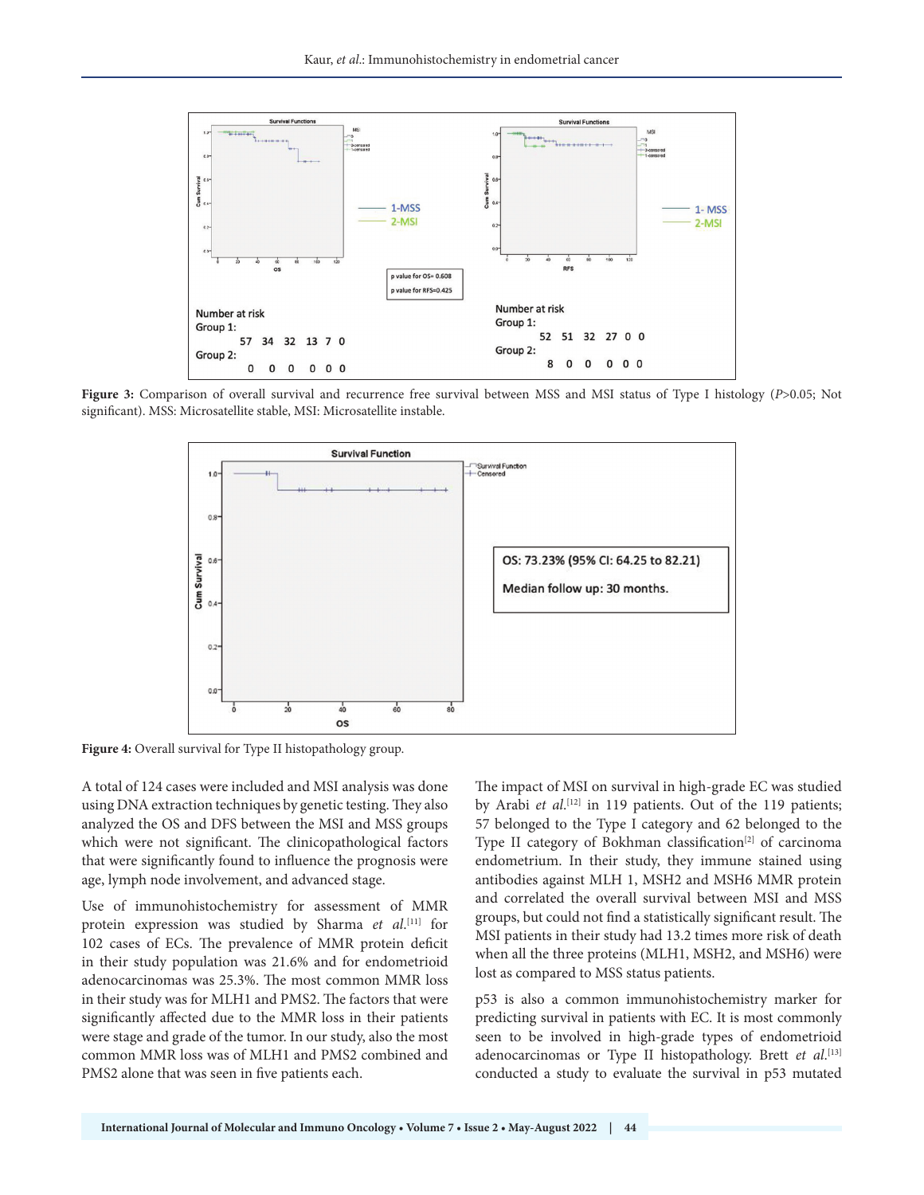**Figure 3:** Comparison of overall survival and recurrence free survival between MSS and MSI status of Type I histology ($P$>0.05; Not significant). MSS: Microsatellite stable, MSI: Microsatellite instable.

**Figure 4:** Overall survival for Type II histopathology group.

A total of 124 cases were included and MSI analysis was done using DNA extraction techniques by genetic testing. They also analyzed the OS and DFS between the MSI and MSS groups which were not significant. The clinicopathological factors that were significantly found to influence the prognosis were age, lymph node involvement, and advanced stage.

Use of immunohistochemistry for assessment of MMR protein expression was studied by Sharma *et al.*[11] for 102 cases of ECs. The prevalence of MMR protein deficit in their study population was 21.6% and for endometrioid adenocarcinomas was 25.3%. The most common MMR loss in their study was for MLH1 and PMS2. The factors that were significantly affected due to the MMR loss in their patients were stage and grade of the tumor. In our study, also the most common MMR loss was of MLH1 and PMS2 combined and PMS2 alone that was seen in five patients each.

The impact of MSI on survival in high-grade EC was studied by Arabi *et al.*[12] in 119 patients. Out of the 119 patients; 57 belonged to the Type I category and 62 belonged to the Type II category of Bokhman classification[2] of carcinoma endometrium. In their study, they immune stained using antibodies against MLH 1, MSH2 and MSH6 MMR protein and correlated the overall survival between MSI and MSS groups, but could not find a statistically significant result. The MSI patients in their study had 13.2 times more risk of death when all the three proteins (MLH1, MSH2, and MSH6) were lost as compared to MSS status patients.

p53 is also a common immunohistochemistry marker for predicting survival in patients with EC. It is most commonly seen to be involved in high-grade types of endometrioid adenocarcinomas or Type II histopathology. Brett *et al.*[13] conducted a study to evaluate the survival in p53 mutated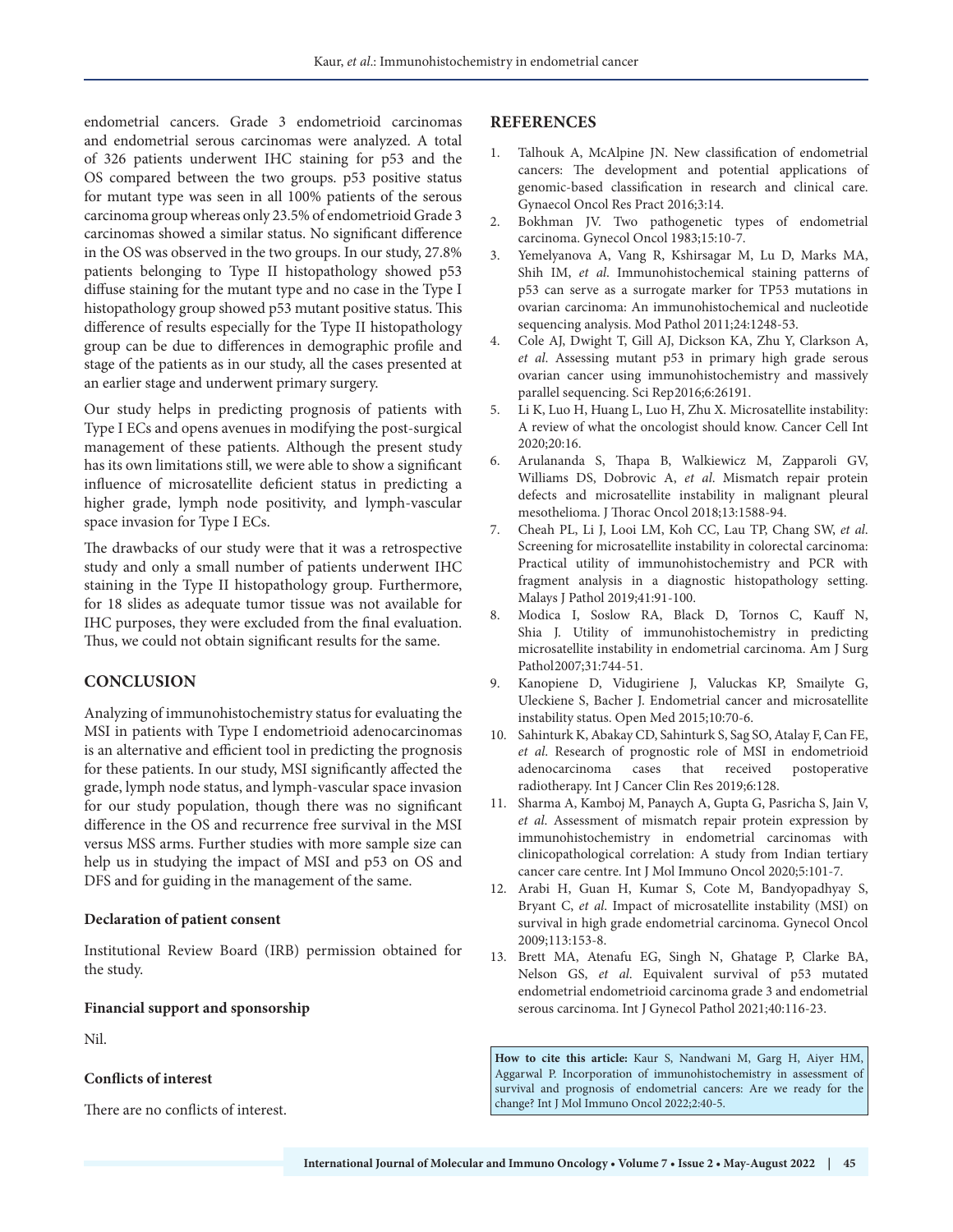endometrial cancers. Grade 3 endometrioid carcinomas and endometrial serous carcinomas were analyzed. A total of 326 patients underwent IHC staining for p53 and the OS compared between the two groups. p53 positive status for mutant type was seen in all 100% patients of the serous carcinoma group whereas only 23.5% of endometrioid Grade 3 carcinomas showed a similar status. No significant difference in the OS was observed in the two groups. In our study, 27.8% patients belonging to Type II histopathology showed p53 diffuse staining for the mutant type and no case in the Type I histopathology group showed p53 mutant positive status. This difference of results especially for the Type II histopathology group can be due to differences in demographic profile and stage of the patients as in our study, all the cases presented at an earlier stage and underwent primary surgery.

Our study helps in predicting prognosis of patients with Type I ECs and opens avenues in modifying the post-surgical management of these patients. Although the present study has its own limitations still, we were able to show a significant influence of microsatellite deficient status in predicting a higher grade, lymph node positivity, and lymph-vascular space invasion for Type I ECs.

The drawbacks of our study were that it was a retrospective study and only a small number of patients underwent IHC staining in the Type II histopathology group. Furthermore, for 18 slides as adequate tumor tissue was not available for IHC purposes, they were excluded from the final evaluation. Thus, we could not obtain significant results for the same.

## CONCLUSION

Analyzing of immunohistochemistry status for evaluating the MSI in patients with Type I endometrioid adenocarcinomas is an alternative and efficient tool in predicting the prognosis for these patients. In our study, MSI significantly affected the grade, lymph node status, and lymph-vascular space invasion for our study population, though there was no significant difference in the OS and recurrence free survival in the MSI versus MSS arms. Further studies with more sample size can help us in studying the impact of MSI and p53 on OS and DFS and for guiding in the management of the same.

### Declaration of patient consent

Institutional Review Board (IRB) permission obtained for the study.

### Financial support and sponsorship

Nil.

### Conflicts of interest

There are no conflicts of interest.

## REFERENCES

1. Talhouk A, McAlpine JN. New classification of endometrial cancers: The development and potential applications of genomic-based classification in research and clinical care. Gynaecol Oncol Res Pract 2016;3:14.
2. Bokhman JV. Two pathogenetic types of endometrial carcinoma. Gynecol Oncol 1983;15:10-7.
3. Yemelyanova A, Vang R, Kshirsagar M, Lu D, Marks MA, Shih IM, *et al*. Immunohistochemical staining patterns of p53 can serve as a surrogate marker for TP53 mutations in ovarian carcinoma: An immunohistochemical and nucleotide sequencing analysis. Mod Pathol 2011;24:1248-53.
4. Cole AJ, Dwight T, Gill AJ, Dickson KA, Zhu Y, Clarkson A, *et al*. Assessing mutant p53 in primary high grade serous ovarian cancer using immunohistochemistry and massively parallel sequencing. Sci Rep2016;6:26191.
5. Li K, Luo H, Huang L, Luo H, Zhu X. Microsatellite instability: A review of what the oncologist should know. Cancer Cell Int 2020;20:16.
6. Arulananda S, Thapa B, Walkiewicz M, Zapparoli GV, Williams DS, Dobrovic A, *et al*. Mismatch repair protein defects and microsatellite instability in malignant pleural mesothelioma. J Thorac Oncol 2018;13:1588-94.
7. Cheah PL, Li J, Looi LM, Koh CC, Lau TP, Chang SW, *et al*. Screening for microsatellite instability in colorectal carcinoma: Practical utility of immunohistochemistry and PCR with fragment analysis in a diagnostic histopathology setting. Malays J Pathol 2019;41:91-100.
8. Modica I, Soslow RA, Black D, Tornos C, Kauff N, Shia J. Utility of immunohistochemistry in predicting microsatellite instability in endometrial carcinoma. Am J Surg Pathol2007;31:744-51.
9. Kanopiene D, Vidugiriene J, Valuckas KP, Smailyte G, Uleckiene S, Bacher J. Endometrial cancer and microsatellite instability status. Open Med 2015;10:70-6.
10. Sahinturk K, Abakay CD, Sahinturk S, Sag SO, Atalay F, Can FE, *et al*. Research of prognostic role of MSI in endometrioid adenocarcinoma cases that received postoperative radiotherapy. Int J Cancer Clin Res 2019;6:128.
11. Sharma A, Kamboj M, Panaych A, Gupta G, Pasricha S, Jain V, *et al*. Assessment of mismatch repair protein expression by immunohistochemistry in endometrial carcinomas with clinicopathological correlation: A study from Indian tertiary cancer care centre. Int J Mol Immuno Oncol 2020;5:101-7.
12. Arabi H, Guan H, Kumar S, Cote M, Bandyopadhyay S, Bryant C, *et al*. Impact of microsatellite instability (MSI) on survival in high grade endometrial carcinoma. Gynecol Oncol 2009;113:153-8.
13. Brett MA, Atenafu EG, Singh N, Ghatage P, Clarke BA, Nelson GS, *et al*. Equivalent survival of p53 mutated endometrial endometrioid carcinoma grade 3 and endometrial serous carcinoma. Int J Gynecol Pathol 2021;40:116-23.

**How to cite this article:** Kaur S, Nandwani M, Garg H, Aiyer HM, Aggarwal P. Incorporation of immunohistochemistry in assessment of survival and prognosis of endometrial cancers: Are we ready for the change? Int J Mol Immuno Oncol 2022;2:40-5.